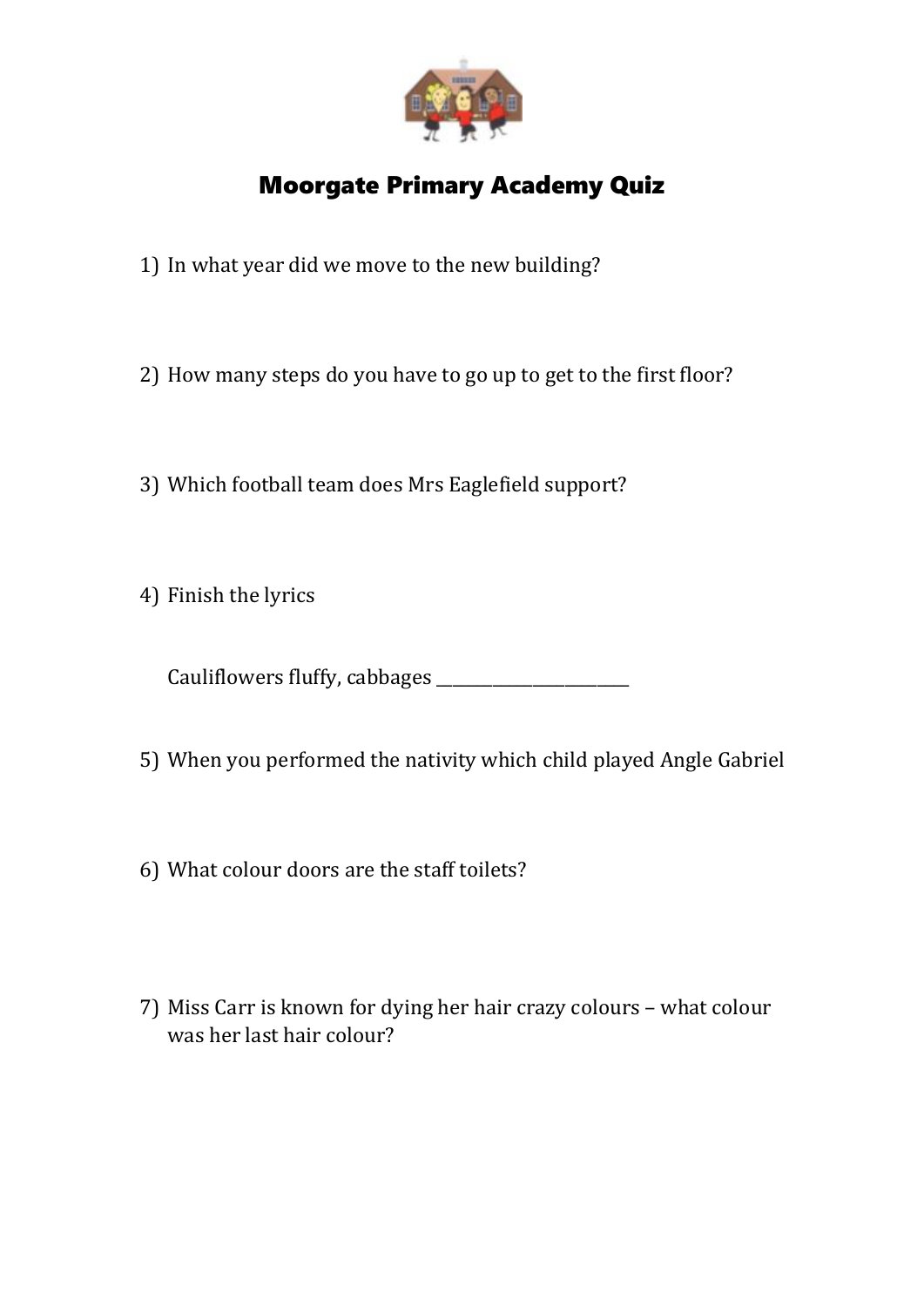# Moorgate Primary Academy Quiz

1) In what year did we move to the new building?

2) How many steps do you have to go up to get to the first floor?

3) Which football team does Mrs Eaglefield support?

4) Finish the lyrics

   Cauliflowers fluffy, cabbages ________________________

5) When you performed the nativity which child played Angle Gabriel

6) What colour doors are the staff toilets?

7) Miss Carr is known for dying her hair crazy colours – what colour was her last hair colour?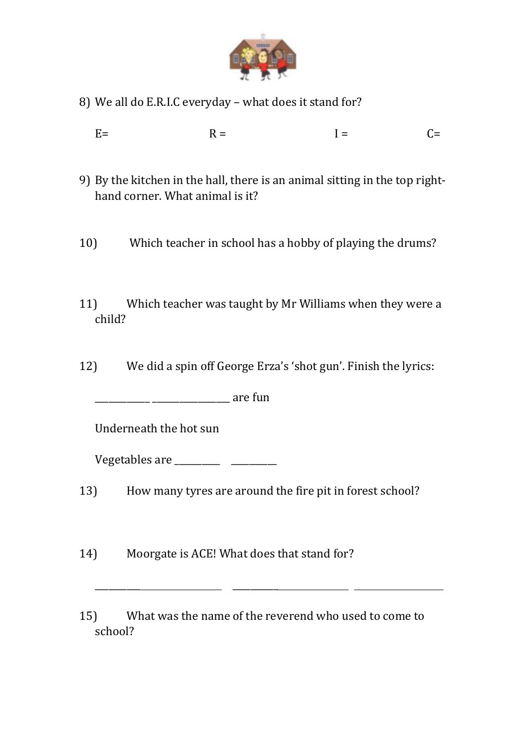8) We all do E.R.I.C everyday – what does it stand for?

E= R = I = C=

9) By the kitchen in the hall, there is an animal sitting in the top right-hand corner. What animal is it?

10) Which teacher in school has a hobby of playing the drums?

11) Which teacher was taught by Mr Williams when they were a child?

12) We did a spin off George Erza's 'shot gun'. Finish the lyrics:

____________ _________________ are fun

Underneath the hot sun

Vegetables are __________ __________

13) How many tyres are around the fire pit in forest school?

14) Moorgate is ACE! What does that stand for?

____________________________ ___________________________ ____________________

15) What was the name of the reverend who used to come to school?